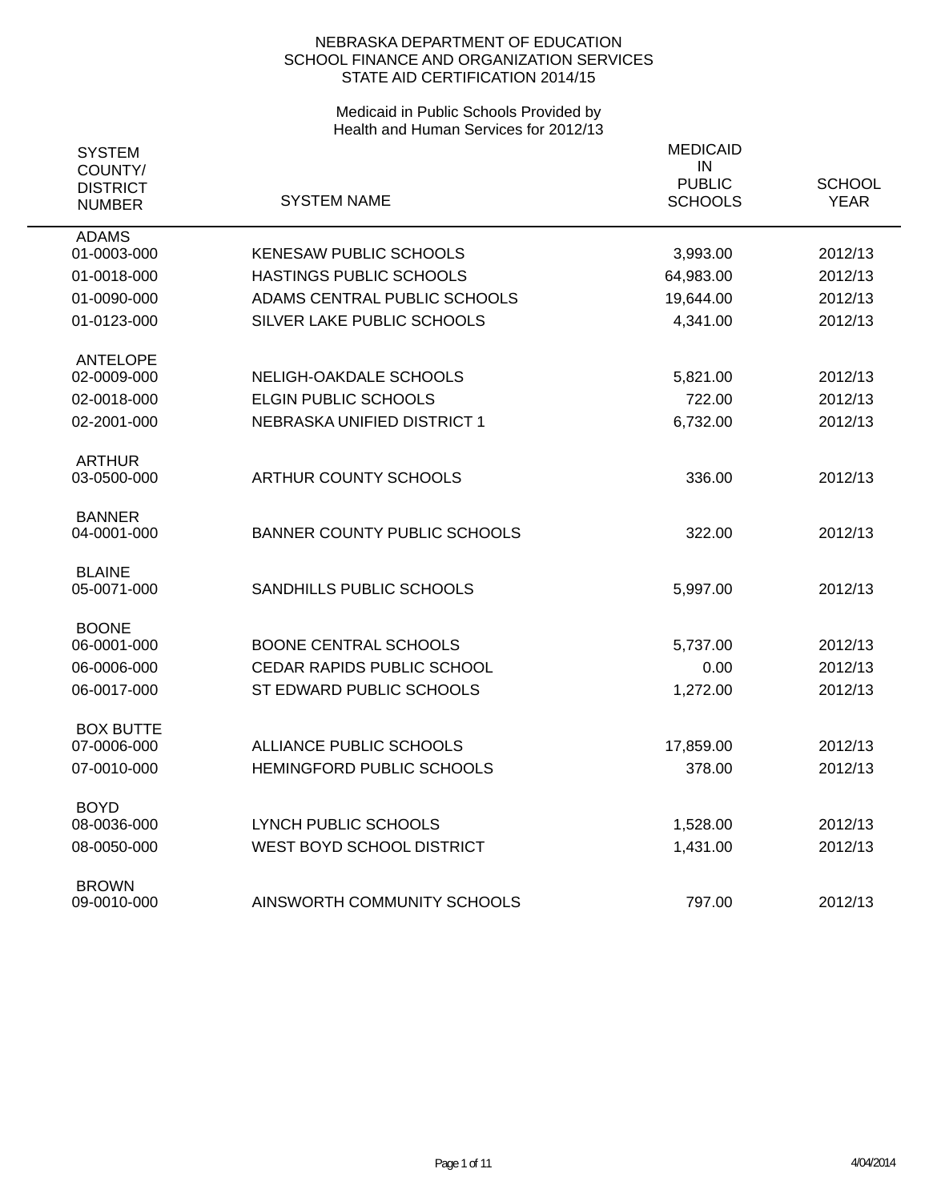NEBRASKA DEPARTMENT OF EDUCATION
SCHOOL FINANCE AND ORGANIZATION SERVICES
STATE AID CERTIFICATION 2014/15

Medicaid in Public Schools Provided by
Health and Human Services for 2012/13

| SYSTEM COUNTY/ DISTRICT NUMBER | SYSTEM NAME | MEDICAID IN PUBLIC SCHOOLS | SCHOOL YEAR |
|---|---|---|---|
| **ADAMS** | | | |
| 01-0003-000 | KENESAW PUBLIC SCHOOLS | 3,993.00 | 2012/13 |
| 01-0018-000 | HASTINGS PUBLIC SCHOOLS | 64,983.00 | 2012/13 |
| 01-0090-000 | ADAMS CENTRAL PUBLIC SCHOOLS | 19,644.00 | 2012/13 |
| 01-0123-000 | SILVER LAKE PUBLIC SCHOOLS | 4,341.00 | 2012/13 |
| **ANTELOPE** | | | |
| 02-0009-000 | NELIGH-OAKDALE SCHOOLS | 5,821.00 | 2012/13 |
| 02-0018-000 | ELGIN PUBLIC SCHOOLS | 722.00 | 2012/13 |
| 02-2001-000 | NEBRASKA UNIFIED DISTRICT 1 | 6,732.00 | 2012/13 |
| **ARTHUR** | | | |
| 03-0500-000 | ARTHUR COUNTY SCHOOLS | 336.00 | 2012/13 |
| **BANNER** | | | |
| 04-0001-000 | BANNER COUNTY PUBLIC SCHOOLS | 322.00 | 2012/13 |
| **BLAINE** | | | |
| 05-0071-000 | SANDHILLS PUBLIC SCHOOLS | 5,997.00 | 2012/13 |
| **BOONE** | | | |
| 06-0001-000 | BOONE CENTRAL SCHOOLS | 5,737.00 | 2012/13 |
| 06-0006-000 | CEDAR RAPIDS PUBLIC SCHOOL | 0.00 | 2012/13 |
| 06-0017-000 | ST EDWARD PUBLIC SCHOOLS | 1,272.00 | 2012/13 |
| **BOX BUTTE** | | | |
| 07-0006-000 | ALLIANCE PUBLIC SCHOOLS | 17,859.00 | 2012/13 |
| 07-0010-000 | HEMINGFORD PUBLIC SCHOOLS | 378.00 | 2012/13 |
| **BOYD** | | | |
| 08-0036-000 | LYNCH PUBLIC SCHOOLS | 1,528.00 | 2012/13 |
| 08-0050-000 | WEST BOYD SCHOOL DISTRICT | 1,431.00 | 2012/13 |
| **BROWN** | | | |
| 09-0010-000 | AINSWORTH COMMUNITY SCHOOLS | 797.00 | 2012/13 |

4/04/2014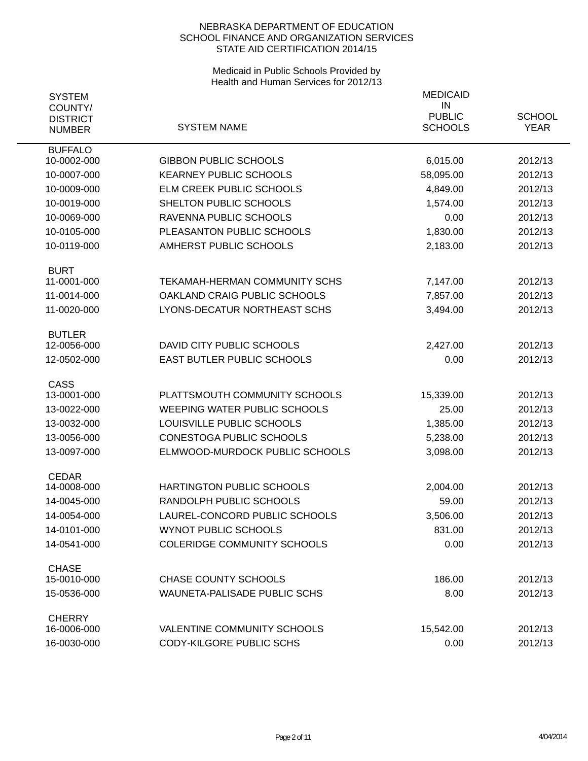NEBRASKA DEPARTMENT OF EDUCATION
SCHOOL FINANCE AND ORGANIZATION SERVICES
STATE AID CERTIFICATION 2014/15

Medicaid in Public Schools Provided by
Health and Human Services for 2012/13

| SYSTEM COUNTY/ DISTRICT NUMBER | SYSTEM NAME | MEDICAID IN PUBLIC SCHOOLS | SCHOOL YEAR |
|---|---|---|---|
| **BUFFALO** | | | |
| 10-0002-000 | GIBBON PUBLIC SCHOOLS | 6,015.00 | 2012/13 |
| 10-0007-000 | KEARNEY PUBLIC SCHOOLS | 58,095.00 | 2012/13 |
| 10-0009-000 | ELM CREEK PUBLIC SCHOOLS | 4,849.00 | 2012/13 |
| 10-0019-000 | SHELTON PUBLIC SCHOOLS | 1,574.00 | 2012/13 |
| 10-0069-000 | RAVENNA PUBLIC SCHOOLS | 0.00 | 2012/13 |
| 10-0105-000 | PLEASANTON PUBLIC SCHOOLS | 1,830.00 | 2012/13 |
| 10-0119-000 | AMHERST PUBLIC SCHOOLS | 2,183.00 | 2012/13 |
| **BURT** | | | |
| 11-0001-000 | TEKAMAH-HERMAN COMMUNITY SCHS | 7,147.00 | 2012/13 |
| 11-0014-000 | OAKLAND CRAIG PUBLIC SCHOOLS | 7,857.00 | 2012/13 |
| 11-0020-000 | LYONS-DECATUR NORTHEAST SCHS | 3,494.00 | 2012/13 |
| **BUTLER** | | | |
| 12-0056-000 | DAVID CITY PUBLIC SCHOOLS | 2,427.00 | 2012/13 |
| 12-0502-000 | EAST BUTLER PUBLIC SCHOOLS | 0.00 | 2012/13 |
| **CASS** | | | |
| 13-0001-000 | PLATTSMOUTH COMMUNITY SCHOOLS | 15,339.00 | 2012/13 |
| 13-0022-000 | WEEPING WATER PUBLIC SCHOOLS | 25.00 | 2012/13 |
| 13-0032-000 | LOUISVILLE PUBLIC SCHOOLS | 1,385.00 | 2012/13 |
| 13-0056-000 | CONESTOGA PUBLIC SCHOOLS | 5,238.00 | 2012/13 |
| 13-0097-000 | ELMWOOD-MURDOCK PUBLIC SCHOOLS | 3,098.00 | 2012/13 |
| **CEDAR** | | | |
| 14-0008-000 | HARTINGTON PUBLIC SCHOOLS | 2,004.00 | 2012/13 |
| 14-0045-000 | RANDOLPH PUBLIC SCHOOLS | 59.00 | 2012/13 |
| 14-0054-000 | LAUREL-CONCORD PUBLIC SCHOOLS | 3,506.00 | 2012/13 |
| 14-0101-000 | WYNOT PUBLIC SCHOOLS | 831.00 | 2012/13 |
| 14-0541-000 | COLERIDGE COMMUNITY SCHOOLS | 0.00 | 2012/13 |
| **CHASE** | | | |
| 15-0010-000 | CHASE COUNTY SCHOOLS | 186.00 | 2012/13 |
| 15-0536-000 | WAUNETA-PALISADE PUBLIC SCHS | 8.00 | 2012/13 |
| **CHERRY** | | | |
| 16-0006-000 | VALENTINE COMMUNITY SCHOOLS | 15,542.00 | 2012/13 |
| 16-0030-000 | CODY-KILGORE PUBLIC SCHS | 0.00 | 2012/13 |

4/04/2014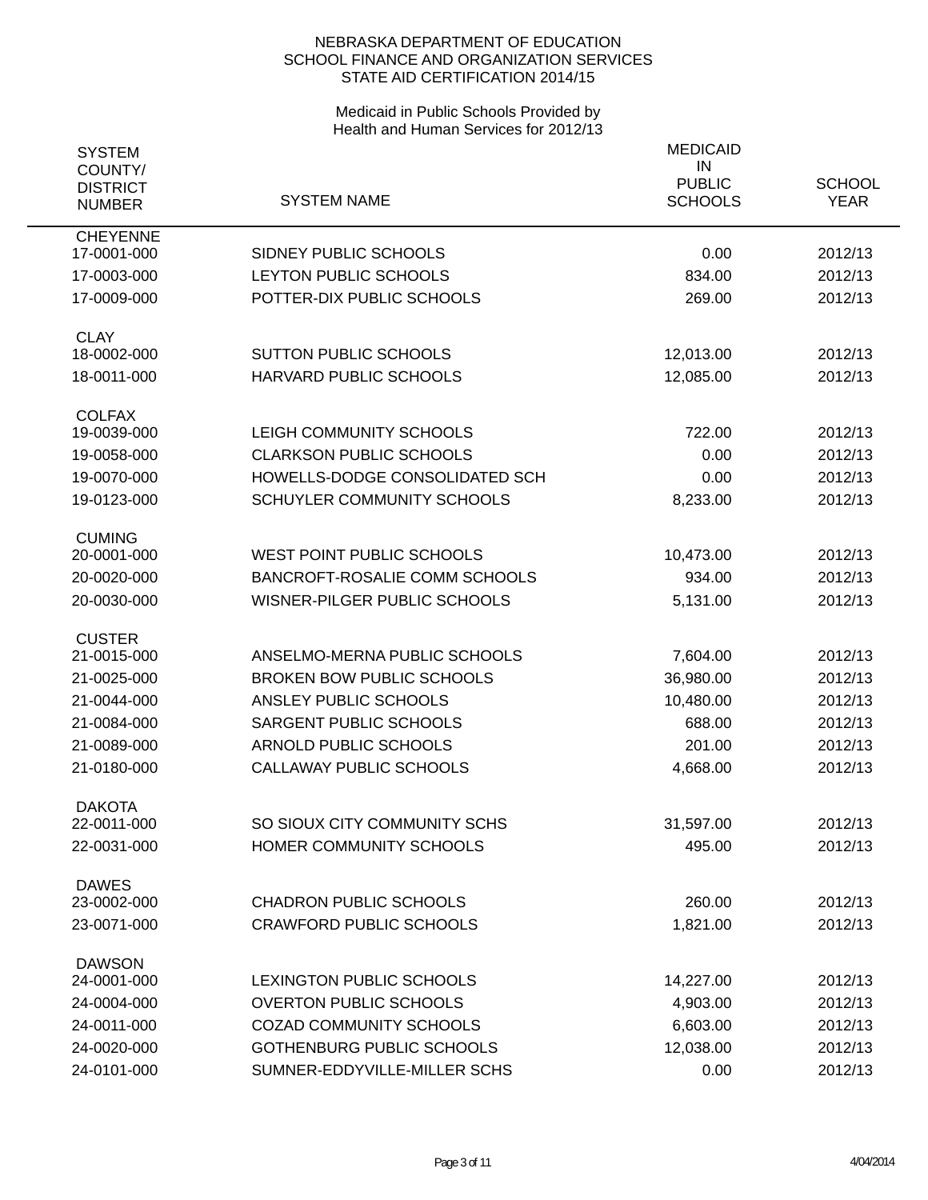NEBRASKA DEPARTMENT OF EDUCATION
SCHOOL FINANCE AND ORGANIZATION SERVICES
STATE AID CERTIFICATION 2014/15

Medicaid in Public Schools Provided by
Health and Human Services for 2012/13

| SYSTEM COUNTY/ DISTRICT NUMBER | SYSTEM NAME | MEDICAID IN PUBLIC SCHOOLS | SCHOOL YEAR |
|---|---|---|---|
| CHEYENNE | | | |
| 17-0001-000 | SIDNEY PUBLIC SCHOOLS | 0.00 | 2012/13 |
| 17-0003-000 | LEYTON PUBLIC SCHOOLS | 834.00 | 2012/13 |
| 17-0009-000 | POTTER-DIX PUBLIC SCHOOLS | 269.00 | 2012/13 |
| CLAY | | | |
| 18-0002-000 | SUTTON PUBLIC SCHOOLS | 12,013.00 | 2012/13 |
| 18-0011-000 | HARVARD PUBLIC SCHOOLS | 12,085.00 | 2012/13 |
| COLFAX | | | |
| 19-0039-000 | LEIGH COMMUNITY SCHOOLS | 722.00 | 2012/13 |
| 19-0058-000 | CLARKSON PUBLIC SCHOOLS | 0.00 | 2012/13 |
| 19-0070-000 | HOWELLS-DODGE CONSOLIDATED SCH | 0.00 | 2012/13 |
| 19-0123-000 | SCHUYLER COMMUNITY SCHOOLS | 8,233.00 | 2012/13 |
| CUMING | | | |
| 20-0001-000 | WEST POINT PUBLIC SCHOOLS | 10,473.00 | 2012/13 |
| 20-0020-000 | BANCROFT-ROSALIE COMM SCHOOLS | 934.00 | 2012/13 |
| 20-0030-000 | WISNER-PILGER PUBLIC SCHOOLS | 5,131.00 | 2012/13 |
| CUSTER | | | |
| 21-0015-000 | ANSELMO-MERNA PUBLIC SCHOOLS | 7,604.00 | 2012/13 |
| 21-0025-000 | BROKEN BOW PUBLIC SCHOOLS | 36,980.00 | 2012/13 |
| 21-0044-000 | ANSLEY PUBLIC SCHOOLS | 10,480.00 | 2012/13 |
| 21-0084-000 | SARGENT PUBLIC SCHOOLS | 688.00 | 2012/13 |
| 21-0089-000 | ARNOLD PUBLIC SCHOOLS | 201.00 | 2012/13 |
| 21-0180-000 | CALLAWAY PUBLIC SCHOOLS | 4,668.00 | 2012/13 |
| DAKOTA | | | |
| 22-0011-000 | SO SIOUX CITY COMMUNITY SCHS | 31,597.00 | 2012/13 |
| 22-0031-000 | HOMER COMMUNITY SCHOOLS | 495.00 | 2012/13 |
| DAWES | | | |
| 23-0002-000 | CHADRON PUBLIC SCHOOLS | 260.00 | 2012/13 |
| 23-0071-000 | CRAWFORD PUBLIC SCHOOLS | 1,821.00 | 2012/13 |
| DAWSON | | | |
| 24-0001-000 | LEXINGTON PUBLIC SCHOOLS | 14,227.00 | 2012/13 |
| 24-0004-000 | OVERTON PUBLIC SCHOOLS | 4,903.00 | 2012/13 |
| 24-0011-000 | COZAD COMMUNITY SCHOOLS | 6,603.00 | 2012/13 |
| 24-0020-000 | GOTHENBURG PUBLIC SCHOOLS | 12,038.00 | 2012/13 |
| 24-0101-000 | SUMNER-EDDYVILLE-MILLER SCHS | 0.00 | 2012/13 |

4/04/2014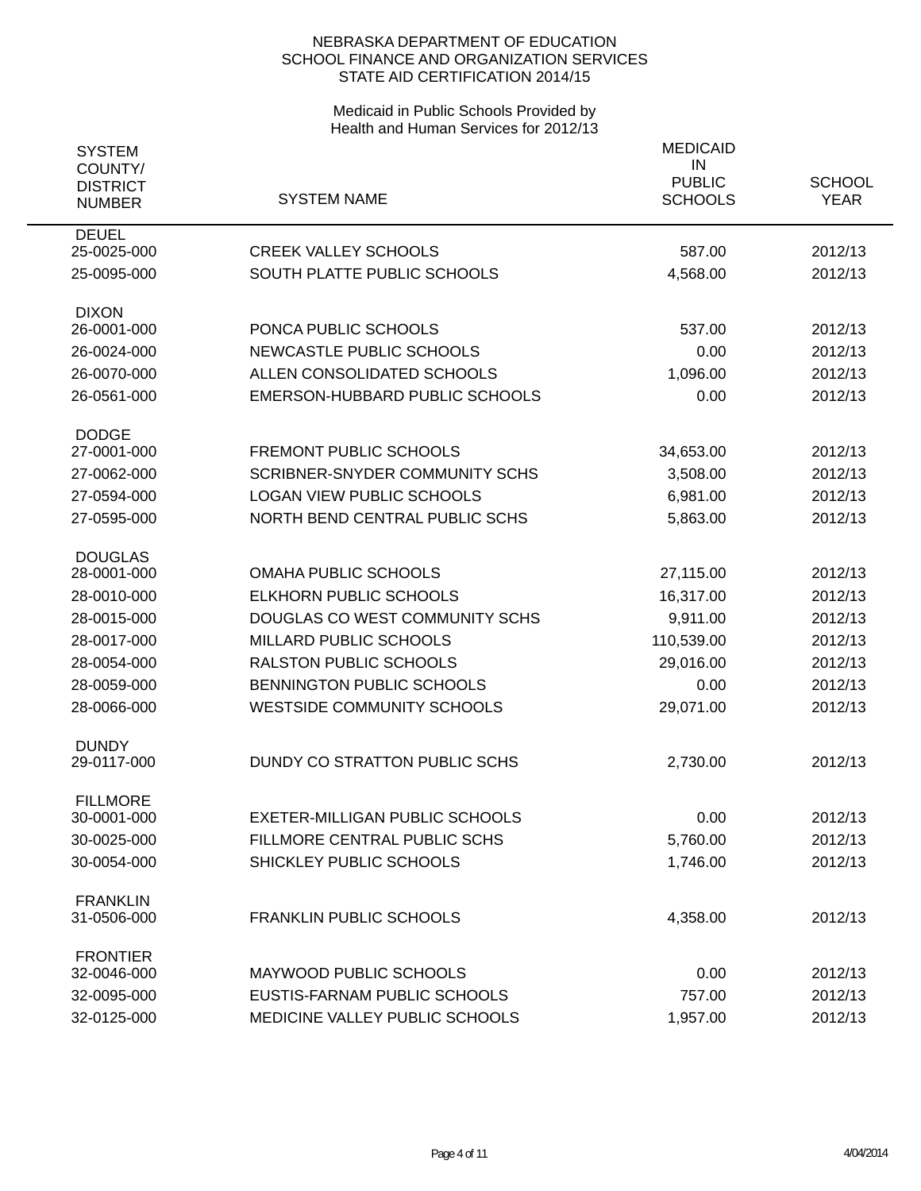NEBRASKA DEPARTMENT OF EDUCATION
SCHOOL FINANCE AND ORGANIZATION SERVICES
STATE AID CERTIFICATION 2014/15

Medicaid in Public Schools Provided by
Health and Human Services for 2012/13

| SYSTEM COUNTY/ DISTRICT NUMBER | SYSTEM NAME | MEDICAID IN PUBLIC SCHOOLS | SCHOOL YEAR |
|---|---|---|---|
| **DEUEL** | | | |
| 25-0025-000 | CREEK VALLEY SCHOOLS | 587.00 | 2012/13 |
| 25-0095-000 | SOUTH PLATTE PUBLIC SCHOOLS | 4,568.00 | 2012/13 |
| **DIXON** | | | |
| 26-0001-000 | PONCA PUBLIC SCHOOLS | 537.00 | 2012/13 |
| 26-0024-000 | NEWCASTLE PUBLIC SCHOOLS | 0.00 | 2012/13 |
| 26-0070-000 | ALLEN CONSOLIDATED SCHOOLS | 1,096.00 | 2012/13 |
| 26-0561-000 | EMERSON-HUBBARD PUBLIC SCHOOLS | 0.00 | 2012/13 |
| **DODGE** | | | |
| 27-0001-000 | FREMONT PUBLIC SCHOOLS | 34,653.00 | 2012/13 |
| 27-0062-000 | SCRIBNER-SNYDER COMMUNITY SCHS | 3,508.00 | 2012/13 |
| 27-0594-000 | LOGAN VIEW PUBLIC SCHOOLS | 6,981.00 | 2012/13 |
| 27-0595-000 | NORTH BEND CENTRAL PUBLIC SCHS | 5,863.00 | 2012/13 |
| **DOUGLAS** | | | |
| 28-0001-000 | OMAHA PUBLIC SCHOOLS | 27,115.00 | 2012/13 |
| 28-0010-000 | ELKHORN PUBLIC SCHOOLS | 16,317.00 | 2012/13 |
| 28-0015-000 | DOUGLAS CO WEST COMMUNITY SCHS | 9,911.00 | 2012/13 |
| 28-0017-000 | MILLARD PUBLIC SCHOOLS | 110,539.00 | 2012/13 |
| 28-0054-000 | RALSTON PUBLIC SCHOOLS | 29,016.00 | 2012/13 |
| 28-0059-000 | BENNINGTON PUBLIC SCHOOLS | 0.00 | 2012/13 |
| 28-0066-000 | WESTSIDE COMMUNITY SCHOOLS | 29,071.00 | 2012/13 |
| **DUNDY** | | | |
| 29-0117-000 | DUNDY CO STRATTON PUBLIC SCHS | 2,730.00 | 2012/13 |
| **FILLMORE** | | | |
| 30-0001-000 | EXETER-MILLIGAN PUBLIC SCHOOLS | 0.00 | 2012/13 |
| 30-0025-000 | FILLMORE CENTRAL PUBLIC SCHS | 5,760.00 | 2012/13 |
| 30-0054-000 | SHICKLEY PUBLIC SCHOOLS | 1,746.00 | 2012/13 |
| **FRANKLIN** | | | |
| 31-0506-000 | FRANKLIN PUBLIC SCHOOLS | 4,358.00 | 2012/13 |
| **FRONTIER** | | | |
| 32-0046-000 | MAYWOOD PUBLIC SCHOOLS | 0.00 | 2012/13 |
| 32-0095-000 | EUSTIS-FARNAM PUBLIC SCHOOLS | 757.00 | 2012/13 |
| 32-0125-000 | MEDICINE VALLEY PUBLIC SCHOOLS | 1,957.00 | 2012/13 |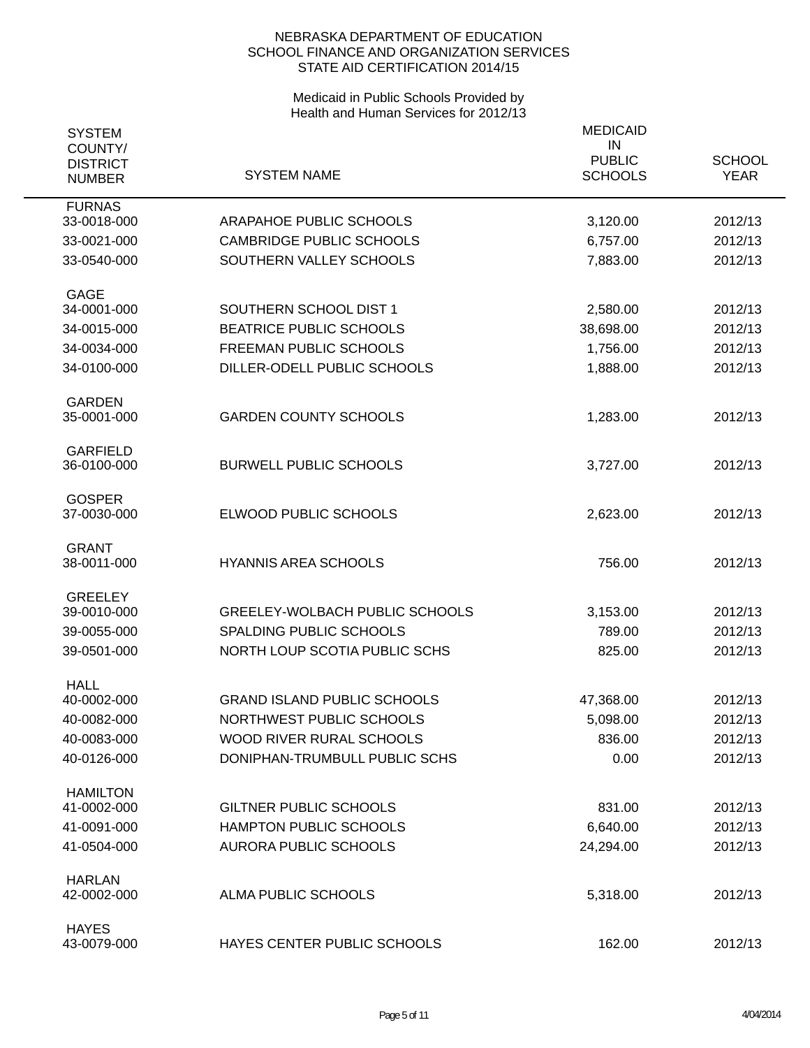NEBRASKA DEPARTMENT OF EDUCATION
SCHOOL FINANCE AND ORGANIZATION SERVICES
STATE AID CERTIFICATION 2014/15

Medicaid in Public Schools Provided by
Health and Human Services for 2012/13

| SYSTEM COUNTY/ DISTRICT NUMBER | SYSTEM NAME | MEDICAID IN PUBLIC SCHOOLS | SCHOOL YEAR |
|---|---|---|---|
| **FURNAS** | | | |
| 33-0018-000 | ARAPAHOE PUBLIC SCHOOLS | 3,120.00 | 2012/13 |
| 33-0021-000 | CAMBRIDGE PUBLIC SCHOOLS | 6,757.00 | 2012/13 |
| 33-0540-000 | SOUTHERN VALLEY SCHOOLS | 7,883.00 | 2012/13 |
| **GAGE** | | | |
| 34-0001-000 | SOUTHERN SCHOOL DIST 1 | 2,580.00 | 2012/13 |
| 34-0015-000 | BEATRICE PUBLIC SCHOOLS | 38,698.00 | 2012/13 |
| 34-0034-000 | FREEMAN PUBLIC SCHOOLS | 1,756.00 | 2012/13 |
| 34-0100-000 | DILLER-ODELL PUBLIC SCHOOLS | 1,888.00 | 2012/13 |
| **GARDEN** | | | |
| 35-0001-000 | GARDEN COUNTY SCHOOLS | 1,283.00 | 2012/13 |
| **GARFIELD** | | | |
| 36-0100-000 | BURWELL PUBLIC SCHOOLS | 3,727.00 | 2012/13 |
| **GOSPER** | | | |
| 37-0030-000 | ELWOOD PUBLIC SCHOOLS | 2,623.00 | 2012/13 |
| **GRANT** | | | |
| 38-0011-000 | HYANNIS AREA SCHOOLS | 756.00 | 2012/13 |
| **GREELEY** | | | |
| 39-0010-000 | GREELEY-WOLBACH PUBLIC SCHOOLS | 3,153.00 | 2012/13 |
| 39-0055-000 | SPALDING PUBLIC SCHOOLS | 789.00 | 2012/13 |
| 39-0501-000 | NORTH LOUP SCOTIA PUBLIC SCHS | 825.00 | 2012/13 |
| **HALL** | | | |
| 40-0002-000 | GRAND ISLAND PUBLIC SCHOOLS | 47,368.00 | 2012/13 |
| 40-0082-000 | NORTHWEST PUBLIC SCHOOLS | 5,098.00 | 2012/13 |
| 40-0083-000 | WOOD RIVER RURAL SCHOOLS | 836.00 | 2012/13 |
| 40-0126-000 | DONIPHAN-TRUMBULL PUBLIC SCHS | 0.00 | 2012/13 |
| **HAMILTON** | | | |
| 41-0002-000 | GILTNER PUBLIC SCHOOLS | 831.00 | 2012/13 |
| 41-0091-000 | HAMPTON PUBLIC SCHOOLS | 6,640.00 | 2012/13 |
| 41-0504-000 | AURORA PUBLIC SCHOOLS | 24,294.00 | 2012/13 |
| **HARLAN** | | | |
| 42-0002-000 | ALMA PUBLIC SCHOOLS | 5,318.00 | 2012/13 |
| **HAYES** | | | |
| 43-0079-000 | HAYES CENTER PUBLIC SCHOOLS | 162.00 | 2012/13 |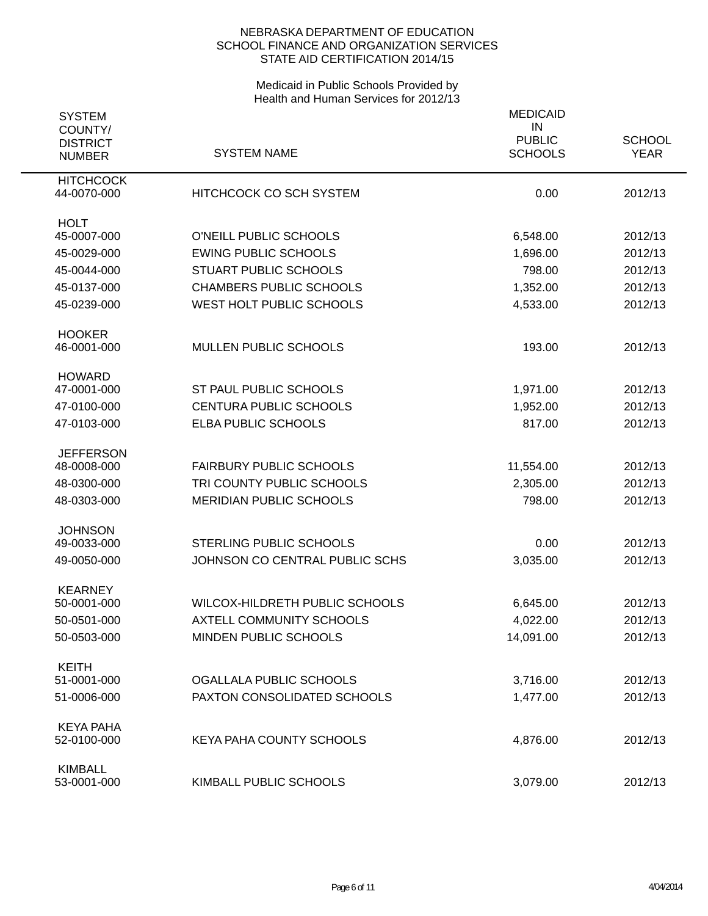NEBRASKA DEPARTMENT OF EDUCATION
SCHOOL FINANCE AND ORGANIZATION SERVICES
STATE AID CERTIFICATION 2014/15

Medicaid in Public Schools Provided by
Health and Human Services for 2012/13

| SYSTEM COUNTY/ DISTRICT NUMBER | SYSTEM NAME | MEDICAID IN PUBLIC SCHOOLS | SCHOOL YEAR |
|---|---|---|---|
| **HITCHCOCK** | | | |
| 44-0070-000 | HITCHCOCK CO SCH SYSTEM | 0.00 | 2012/13 |
| **HOLT** | | | |
| 45-0007-000 | O'NEILL PUBLIC SCHOOLS | 6,548.00 | 2012/13 |
| 45-0029-000 | EWING PUBLIC SCHOOLS | 1,696.00 | 2012/13 |
| 45-0044-000 | STUART PUBLIC SCHOOLS | 798.00 | 2012/13 |
| 45-0137-000 | CHAMBERS PUBLIC SCHOOLS | 1,352.00 | 2012/13 |
| 45-0239-000 | WEST HOLT PUBLIC SCHOOLS | 4,533.00 | 2012/13 |
| **HOOKER** | | | |
| 46-0001-000 | MULLEN PUBLIC SCHOOLS | 193.00 | 2012/13 |
| **HOWARD** | | | |
| 47-0001-000 | ST PAUL PUBLIC SCHOOLS | 1,971.00 | 2012/13 |
| 47-0100-000 | CENTURA PUBLIC SCHOOLS | 1,952.00 | 2012/13 |
| 47-0103-000 | ELBA PUBLIC SCHOOLS | 817.00 | 2012/13 |
| **JEFFERSON** | | | |
| 48-0008-000 | FAIRBURY PUBLIC SCHOOLS | 11,554.00 | 2012/13 |
| 48-0300-000 | TRI COUNTY PUBLIC SCHOOLS | 2,305.00 | 2012/13 |
| 48-0303-000 | MERIDIAN PUBLIC SCHOOLS | 798.00 | 2012/13 |
| **JOHNSON** | | | |
| 49-0033-000 | STERLING PUBLIC SCHOOLS | 0.00 | 2012/13 |
| 49-0050-000 | JOHNSON CO CENTRAL PUBLIC SCHS | 3,035.00 | 2012/13 |
| **KEARNEY** | | | |
| 50-0001-000 | WILCOX-HILDRETH PUBLIC SCHOOLS | 6,645.00 | 2012/13 |
| 50-0501-000 | AXTELL COMMUNITY SCHOOLS | 4,022.00 | 2012/13 |
| 50-0503-000 | MINDEN PUBLIC SCHOOLS | 14,091.00 | 2012/13 |
| **KEITH** | | | |
| 51-0001-000 | OGALLALA PUBLIC SCHOOLS | 3,716.00 | 2012/13 |
| 51-0006-000 | PAXTON CONSOLIDATED SCHOOLS | 1,477.00 | 2012/13 |
| **KEYA PAHA** | | | |
| 52-0100-000 | KEYA PAHA COUNTY SCHOOLS | 4,876.00 | 2012/13 |
| **KIMBALL** | | | |
| 53-0001-000 | KIMBALL PUBLIC SCHOOLS | 3,079.00 | 2012/13 |

4/04/2014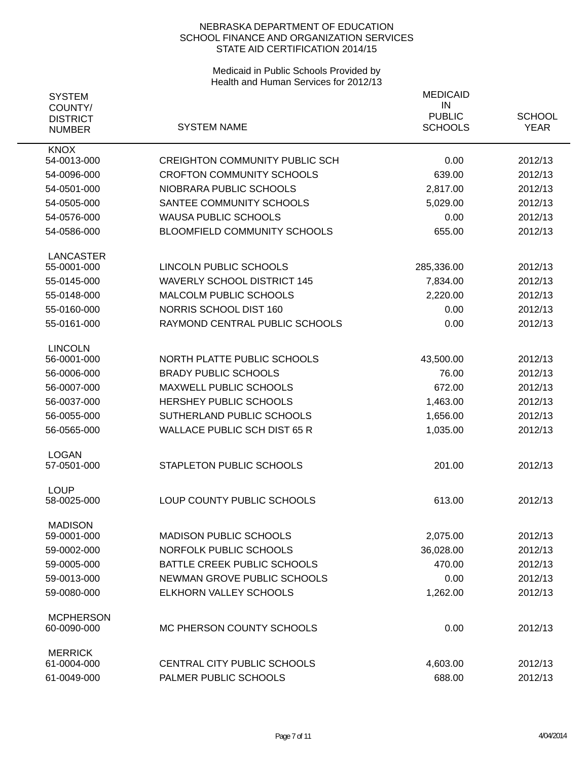NEBRASKA DEPARTMENT OF EDUCATION
SCHOOL FINANCE AND ORGANIZATION SERVICES
STATE AID CERTIFICATION 2014/15

Medicaid in Public Schools Provided by
Health and Human Services for 2012/13

| SYSTEM COUNTY/ DISTRICT NUMBER | SYSTEM NAME | MEDICAID IN PUBLIC SCHOOLS | SCHOOL YEAR |
|---|---|---|---|
| KNOX | | | |
| 54-0013-000 | CREIGHTON COMMUNITY PUBLIC SCH | 0.00 | 2012/13 |
| 54-0096-000 | CROFTON COMMUNITY SCHOOLS | 639.00 | 2012/13 |
| 54-0501-000 | NIOBRARA PUBLIC SCHOOLS | 2,817.00 | 2012/13 |
| 54-0505-000 | SANTEE COMMUNITY SCHOOLS | 5,029.00 | 2012/13 |
| 54-0576-000 | WAUSA PUBLIC SCHOOLS | 0.00 | 2012/13 |
| 54-0586-000 | BLOOMFIELD COMMUNITY SCHOOLS | 655.00 | 2012/13 |
| LANCASTER | | | |
| 55-0001-000 | LINCOLN PUBLIC SCHOOLS | 285,336.00 | 2012/13 |
| 55-0145-000 | WAVERLY SCHOOL DISTRICT 145 | 7,834.00 | 2012/13 |
| 55-0148-000 | MALCOLM PUBLIC SCHOOLS | 2,220.00 | 2012/13 |
| 55-0160-000 | NORRIS SCHOOL DIST 160 | 0.00 | 2012/13 |
| 55-0161-000 | RAYMOND CENTRAL PUBLIC SCHOOLS | 0.00 | 2012/13 |
| LINCOLN | | | |
| 56-0001-000 | NORTH PLATTE PUBLIC SCHOOLS | 43,500.00 | 2012/13 |
| 56-0006-000 | BRADY PUBLIC SCHOOLS | 76.00 | 2012/13 |
| 56-0007-000 | MAXWELL PUBLIC SCHOOLS | 672.00 | 2012/13 |
| 56-0037-000 | HERSHEY PUBLIC SCHOOLS | 1,463.00 | 2012/13 |
| 56-0055-000 | SUTHERLAND PUBLIC SCHOOLS | 1,656.00 | 2012/13 |
| 56-0565-000 | WALLACE PUBLIC SCH DIST 65 R | 1,035.00 | 2012/13 |
| LOGAN | | | |
| 57-0501-000 | STAPLETON PUBLIC SCHOOLS | 201.00 | 2012/13 |
| LOUP | | | |
| 58-0025-000 | LOUP COUNTY PUBLIC SCHOOLS | 613.00 | 2012/13 |
| MADISON | | | |
| 59-0001-000 | MADISON PUBLIC SCHOOLS | 2,075.00 | 2012/13 |
| 59-0002-000 | NORFOLK PUBLIC SCHOOLS | 36,028.00 | 2012/13 |
| 59-0005-000 | BATTLE CREEK PUBLIC SCHOOLS | 470.00 | 2012/13 |
| 59-0013-000 | NEWMAN GROVE PUBLIC SCHOOLS | 0.00 | 2012/13 |
| 59-0080-000 | ELKHORN VALLEY SCHOOLS | 1,262.00 | 2012/13 |
| MCPHERSON | | | |
| 60-0090-000 | MC PHERSON COUNTY SCHOOLS | 0.00 | 2012/13 |
| MERRICK | | | |
| 61-0004-000 | CENTRAL CITY PUBLIC SCHOOLS | 4,603.00 | 2012/13 |
| 61-0049-000 | PALMER PUBLIC SCHOOLS | 688.00 | 2012/13 |

4/04/2014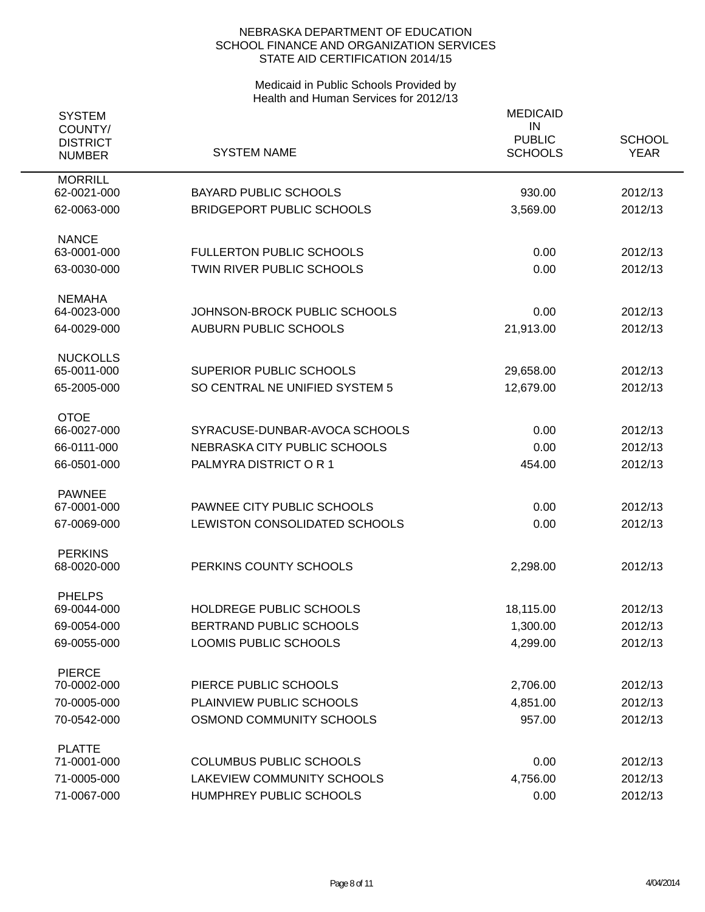NEBRASKA DEPARTMENT OF EDUCATION
SCHOOL FINANCE AND ORGANIZATION SERVICES
STATE AID CERTIFICATION 2014/15

Medicaid in Public Schools Provided by
Health and Human Services for 2012/13

| SYSTEM COUNTY/ DISTRICT NUMBER | SYSTEM NAME | MEDICAID IN PUBLIC SCHOOLS | SCHOOL YEAR |
|---|---|---|---|
| MORRILL | | | |
| 62-0021-000 | BAYARD PUBLIC SCHOOLS | 930.00 | 2012/13 |
| 62-0063-000 | BRIDGEPORT PUBLIC SCHOOLS | 3,569.00 | 2012/13 |
| NANCE | | | |
| 63-0001-000 | FULLERTON PUBLIC SCHOOLS | 0.00 | 2012/13 |
| 63-0030-000 | TWIN RIVER PUBLIC SCHOOLS | 0.00 | 2012/13 |
| NEMAHA | | | |
| 64-0023-000 | JOHNSON-BROCK PUBLIC SCHOOLS | 0.00 | 2012/13 |
| 64-0029-000 | AUBURN PUBLIC SCHOOLS | 21,913.00 | 2012/13 |
| NUCKOLLS | | | |
| 65-0011-000 | SUPERIOR PUBLIC SCHOOLS | 29,658.00 | 2012/13 |
| 65-2005-000 | SO CENTRAL NE UNIFIED SYSTEM 5 | 12,679.00 | 2012/13 |
| OTOE | | | |
| 66-0027-000 | SYRACUSE-DUNBAR-AVOCA SCHOOLS | 0.00 | 2012/13 |
| 66-0111-000 | NEBRASKA CITY PUBLIC SCHOOLS | 0.00 | 2012/13 |
| 66-0501-000 | PALMYRA DISTRICT O R 1 | 454.00 | 2012/13 |
| PAWNEE | | | |
| 67-0001-000 | PAWNEE CITY PUBLIC SCHOOLS | 0.00 | 2012/13 |
| 67-0069-000 | LEWISTON CONSOLIDATED SCHOOLS | 0.00 | 2012/13 |
| PERKINS | | | |
| 68-0020-000 | PERKINS COUNTY SCHOOLS | 2,298.00 | 2012/13 |
| PHELPS | | | |
| 69-0044-000 | HOLDREGE PUBLIC SCHOOLS | 18,115.00 | 2012/13 |
| 69-0054-000 | BERTRAND PUBLIC SCHOOLS | 1,300.00 | 2012/13 |
| 69-0055-000 | LOOMIS PUBLIC SCHOOLS | 4,299.00 | 2012/13 |
| PIERCE | | | |
| 70-0002-000 | PIERCE PUBLIC SCHOOLS | 2,706.00 | 2012/13 |
| 70-0005-000 | PLAINVIEW PUBLIC SCHOOLS | 4,851.00 | 2012/13 |
| 70-0542-000 | OSMOND COMMUNITY SCHOOLS | 957.00 | 2012/13 |
| PLATTE | | | |
| 71-0001-000 | COLUMBUS PUBLIC SCHOOLS | 0.00 | 2012/13 |
| 71-0005-000 | LAKEVIEW COMMUNITY SCHOOLS | 4,756.00 | 2012/13 |
| 71-0067-000 | HUMPHREY PUBLIC SCHOOLS | 0.00 | 2012/13 |

4/04/2014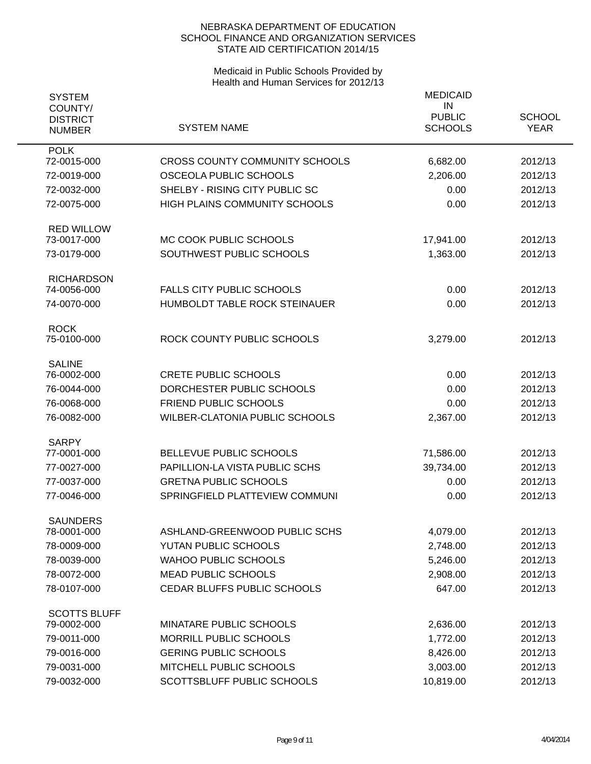NEBRASKA DEPARTMENT OF EDUCATION
SCHOOL FINANCE AND ORGANIZATION SERVICES
STATE AID CERTIFICATION 2014/15

Medicaid in Public Schools Provided by
Health and Human Services for 2012/13

| SYSTEM COUNTY/ DISTRICT NUMBER | SYSTEM NAME | MEDICAID IN PUBLIC SCHOOLS | SCHOOL YEAR |
|---|---|---|---|
| **POLK** | | | |
| 72-0015-000 | CROSS COUNTY COMMUNITY SCHOOLS | 6,682.00 | 2012/13 |
| 72-0019-000 | OSCEOLA PUBLIC SCHOOLS | 2,206.00 | 2012/13 |
| 72-0032-000 | SHELBY - RISING CITY PUBLIC SC | 0.00 | 2012/13 |
| 72-0075-000 | HIGH PLAINS COMMUNITY SCHOOLS | 0.00 | 2012/13 |
| **RED WILLOW** | | | |
| 73-0017-000 | MC COOK PUBLIC SCHOOLS | 17,941.00 | 2012/13 |
| 73-0179-000 | SOUTHWEST PUBLIC SCHOOLS | 1,363.00 | 2012/13 |
| **RICHARDSON** | | | |
| 74-0056-000 | FALLS CITY PUBLIC SCHOOLS | 0.00 | 2012/13 |
| 74-0070-000 | HUMBOLDT TABLE ROCK STEINAUER | 0.00 | 2012/13 |
| **ROCK** | | | |
| 75-0100-000 | ROCK COUNTY PUBLIC SCHOOLS | 3,279.00 | 2012/13 |
| **SALINE** | | | |
| 76-0002-000 | CRETE PUBLIC SCHOOLS | 0.00 | 2012/13 |
| 76-0044-000 | DORCHESTER PUBLIC SCHOOLS | 0.00 | 2012/13 |
| 76-0068-000 | FRIEND PUBLIC SCHOOLS | 0.00 | 2012/13 |
| 76-0082-000 | WILBER-CLATONIA PUBLIC SCHOOLS | 2,367.00 | 2012/13 |
| **SARPY** | | | |
| 77-0001-000 | BELLEVUE PUBLIC SCHOOLS | 71,586.00 | 2012/13 |
| 77-0027-000 | PAPILLION-LA VISTA PUBLIC SCHS | 39,734.00 | 2012/13 |
| 77-0037-000 | GRETNA PUBLIC SCHOOLS | 0.00 | 2012/13 |
| 77-0046-000 | SPRINGFIELD PLATTEVIEW COMMUNI | 0.00 | 2012/13 |
| **SAUNDERS** | | | |
| 78-0001-000 | ASHLAND-GREENWOOD PUBLIC SCHS | 4,079.00 | 2012/13 |
| 78-0009-000 | YUTAN PUBLIC SCHOOLS | 2,748.00 | 2012/13 |
| 78-0039-000 | WAHOO PUBLIC SCHOOLS | 5,246.00 | 2012/13 |
| 78-0072-000 | MEAD PUBLIC SCHOOLS | 2,908.00 | 2012/13 |
| 78-0107-000 | CEDAR BLUFFS PUBLIC SCHOOLS | 647.00 | 2012/13 |
| **SCOTTS BLUFF** | | | |
| 79-0002-000 | MINATARE PUBLIC SCHOOLS | 2,636.00 | 2012/13 |
| 79-0011-000 | MORRILL PUBLIC SCHOOLS | 1,772.00 | 2012/13 |
| 79-0016-000 | GERING PUBLIC SCHOOLS | 8,426.00 | 2012/13 |
| 79-0031-000 | MITCHELL PUBLIC SCHOOLS | 3,003.00 | 2012/13 |
| 79-0032-000 | SCOTTSBLUFF PUBLIC SCHOOLS | 10,819.00 | 2012/13 |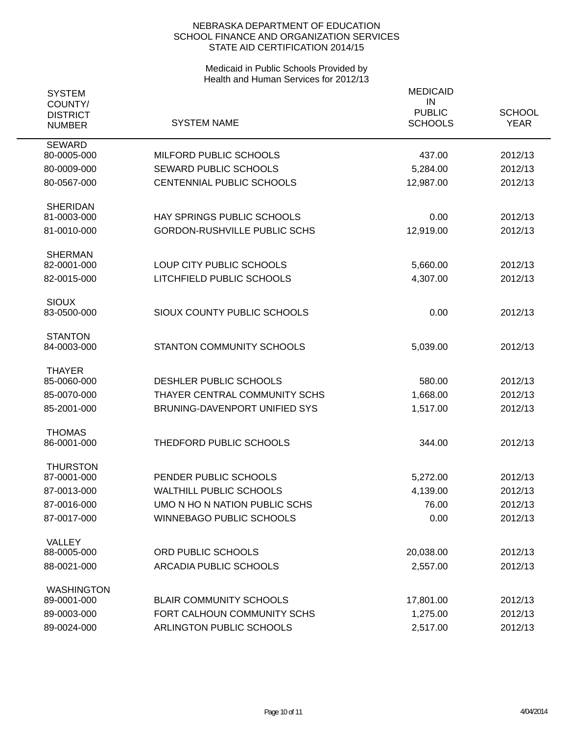NEBRASKA DEPARTMENT OF EDUCATION
SCHOOL FINANCE AND ORGANIZATION SERVICES
STATE AID CERTIFICATION 2014/15

Medicaid in Public Schools Provided by
Health and Human Services for 2012/13

| SYSTEM COUNTY/ DISTRICT NUMBER | SYSTEM NAME | MEDICAID IN PUBLIC SCHOOLS | SCHOOL YEAR |
|---|---|---|---|
| SEWARD | | | |
| 80-0005-000 | MILFORD PUBLIC SCHOOLS | 437.00 | 2012/13 |
| 80-0009-000 | SEWARD PUBLIC SCHOOLS | 5,284.00 | 2012/13 |
| 80-0567-000 | CENTENNIAL PUBLIC SCHOOLS | 12,987.00 | 2012/13 |
| SHERIDAN | | | |
| 81-0003-000 | HAY SPRINGS PUBLIC SCHOOLS | 0.00 | 2012/13 |
| 81-0010-000 | GORDON-RUSHVILLE PUBLIC SCHS | 12,919.00 | 2012/13 |
| SHERMAN | | | |
| 82-0001-000 | LOUP CITY PUBLIC SCHOOLS | 5,660.00 | 2012/13 |
| 82-0015-000 | LITCHFIELD PUBLIC SCHOOLS | 4,307.00 | 2012/13 |
| SIOUX | | | |
| 83-0500-000 | SIOUX COUNTY PUBLIC SCHOOLS | 0.00 | 2012/13 |
| STANTON | | | |
| 84-0003-000 | STANTON COMMUNITY SCHOOLS | 5,039.00 | 2012/13 |
| THAYER | | | |
| 85-0060-000 | DESHLER PUBLIC SCHOOLS | 580.00 | 2012/13 |
| 85-0070-000 | THAYER CENTRAL COMMUNITY SCHS | 1,668.00 | 2012/13 |
| 85-2001-000 | BRUNING-DAVENPORT UNIFIED SYS | 1,517.00 | 2012/13 |
| THOMAS | | | |
| 86-0001-000 | THEDFORD PUBLIC SCHOOLS | 344.00 | 2012/13 |
| THURSTON | | | |
| 87-0001-000 | PENDER PUBLIC SCHOOLS | 5,272.00 | 2012/13 |
| 87-0013-000 | WALTHILL PUBLIC SCHOOLS | 4,139.00 | 2012/13 |
| 87-0016-000 | UMO N HO N NATION PUBLIC SCHS | 76.00 | 2012/13 |
| 87-0017-000 | WINNEBAGO PUBLIC SCHOOLS | 0.00 | 2012/13 |
| VALLEY | | | |
| 88-0005-000 | ORD PUBLIC SCHOOLS | 20,038.00 | 2012/13 |
| 88-0021-000 | ARCADIA PUBLIC SCHOOLS | 2,557.00 | 2012/13 |
| WASHINGTON | | | |
| 89-0001-000 | BLAIR COMMUNITY SCHOOLS | 17,801.00 | 2012/13 |
| 89-0003-000 | FORT CALHOUN COMMUNITY SCHS | 1,275.00 | 2012/13 |
| 89-0024-000 | ARLINGTON PUBLIC SCHOOLS | 2,517.00 | 2012/13 |

4/04/2014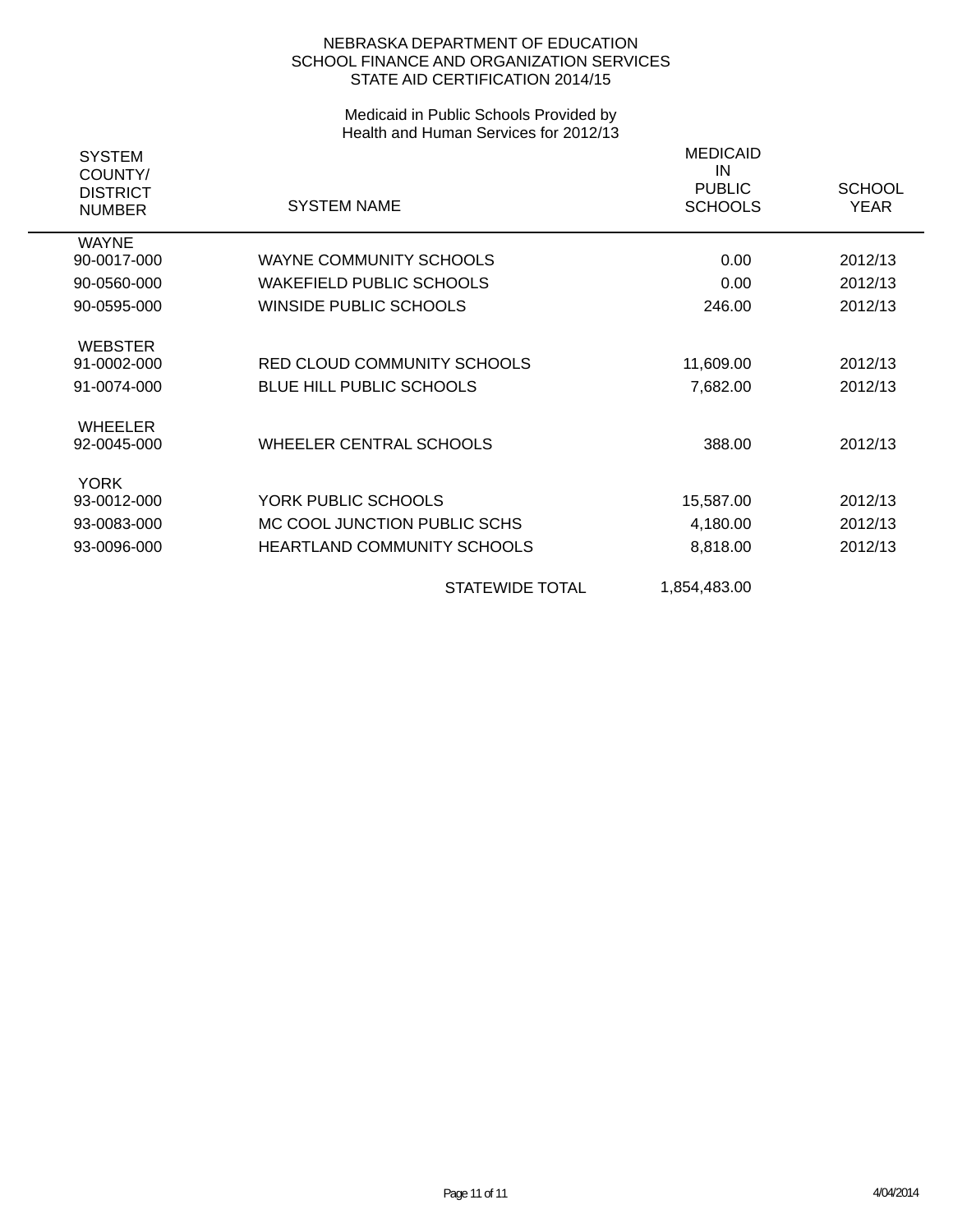NEBRASKA DEPARTMENT OF EDUCATION
SCHOOL FINANCE AND ORGANIZATION SERVICES
STATE AID CERTIFICATION 2014/15

Medicaid in Public Schools Provided by
Health and Human Services for 2012/13

| SYSTEM COUNTY/ DISTRICT NUMBER | SYSTEM NAME | MEDICAID IN PUBLIC SCHOOLS | SCHOOL YEAR |
|---|---|---|---|
| WAYNE | | | |
| 90-0017-000 | WAYNE COMMUNITY SCHOOLS | 0.00 | 2012/13 |
| 90-0560-000 | WAKEFIELD PUBLIC SCHOOLS | 0.00 | 2012/13 |
| 90-0595-000 | WINSIDE PUBLIC SCHOOLS | 246.00 | 2012/13 |
| WEBSTER | | | |
| 91-0002-000 | RED CLOUD COMMUNITY SCHOOLS | 11,609.00 | 2012/13 |
| 91-0074-000 | BLUE HILL PUBLIC SCHOOLS | 7,682.00 | 2012/13 |
| WHEELER | | | |
| 92-0045-000 | WHEELER CENTRAL SCHOOLS | 388.00 | 2012/13 |
| YORK | | | |
| 93-0012-000 | YORK PUBLIC SCHOOLS | 15,587.00 | 2012/13 |
| 93-0083-000 | MC COOL JUNCTION PUBLIC SCHS | 4,180.00 | 2012/13 |
| 93-0096-000 | HEARTLAND COMMUNITY SCHOOLS | 8,818.00 | 2012/13 |
| | STATEWIDE TOTAL | 1,854,483.00 | |

4/04/2014